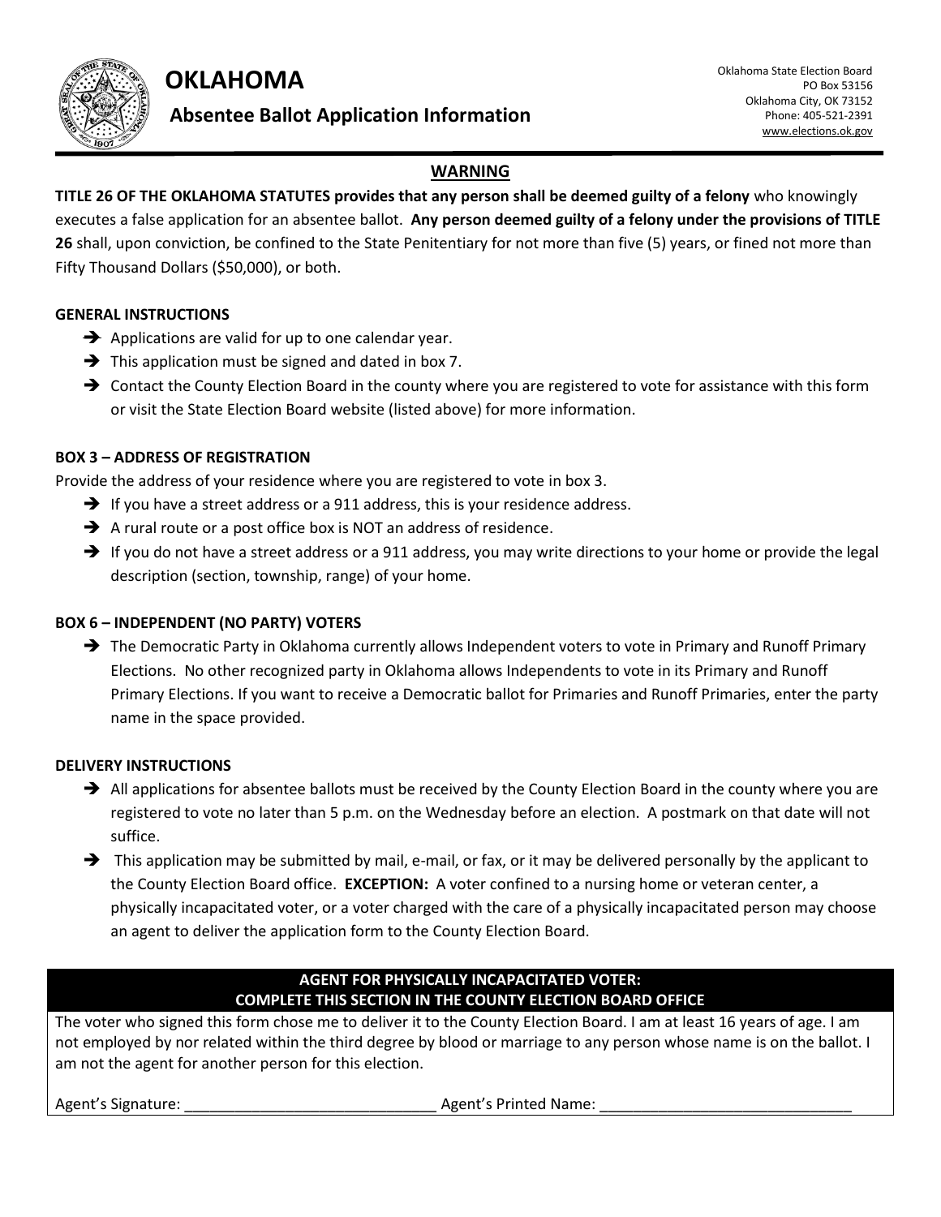# OKLAHOMA

## Absentee Ballot Application Information

Oklahoma State Election Board
PO Box 53156
Oklahoma City, OK 73152
Phone: 405-521-2391
www.elections.ok.gov

### WARNING

**TITLE 26 OF THE OKLAHOMA STATUTES provides that any person shall be deemed guilty of a felony** who knowingly executes a false application for an absentee ballot. **Any person deemed guilty of a felony under the provisions of TITLE 26** shall, upon conviction, be confined to the State Penitentiary for not more than five (5) years, or fined not more than Fifty Thousand Dollars ($50,000), or both.

### GENERAL INSTRUCTIONS

- Applications are valid for up to one calendar year.
- This application must be signed and dated in box 7.
- Contact the County Election Board in the county where you are registered to vote for assistance with this form or visit the State Election Board website (listed above) for more information.

### BOX 3 – ADDRESS OF REGISTRATION

Provide the address of your residence where you are registered to vote in box 3.

- If you have a street address or a 911 address, this is your residence address.
- A rural route or a post office box is NOT an address of residence.
- If you do not have a street address or a 911 address, you may write directions to your home or provide the legal description (section, township, range) of your home.

### BOX 6 – INDEPENDENT (NO PARTY) VOTERS

- The Democratic Party in Oklahoma currently allows Independent voters to vote in Primary and Runoff Primary Elections. No other recognized party in Oklahoma allows Independents to vote in its Primary and Runoff Primary Elections. If you want to receive a Democratic ballot for Primaries and Runoff Primaries, enter the party name in the space provided.

### DELIVERY INSTRUCTIONS

- All applications for absentee ballots must be received by the County Election Board in the county where you are registered to vote no later than 5 p.m. on the Wednesday before an election. A postmark on that date will not suffice.
- This application may be submitted by mail, e-mail, or fax, or it may be delivered personally by the applicant to the County Election Board office. **EXCEPTION:** A voter confined to a nursing home or veteran center, a physically incapacitated voter, or a voter charged with the care of a physically incapacitated person may choose an agent to deliver the application form to the County Election Board.

### AGENT FOR PHYSICALLY INCAPACITATED VOTER: COMPLETE THIS SECTION IN THE COUNTY ELECTION BOARD OFFICE

The voter who signed this form chose me to deliver it to the County Election Board. I am at least 16 years of age. I am not employed by nor related within the third degree by blood or marriage to any person whose name is on the ballot. I am not the agent for another person for this election.

Agent's Signature: ______________________________ Agent's Printed Name: ______________________________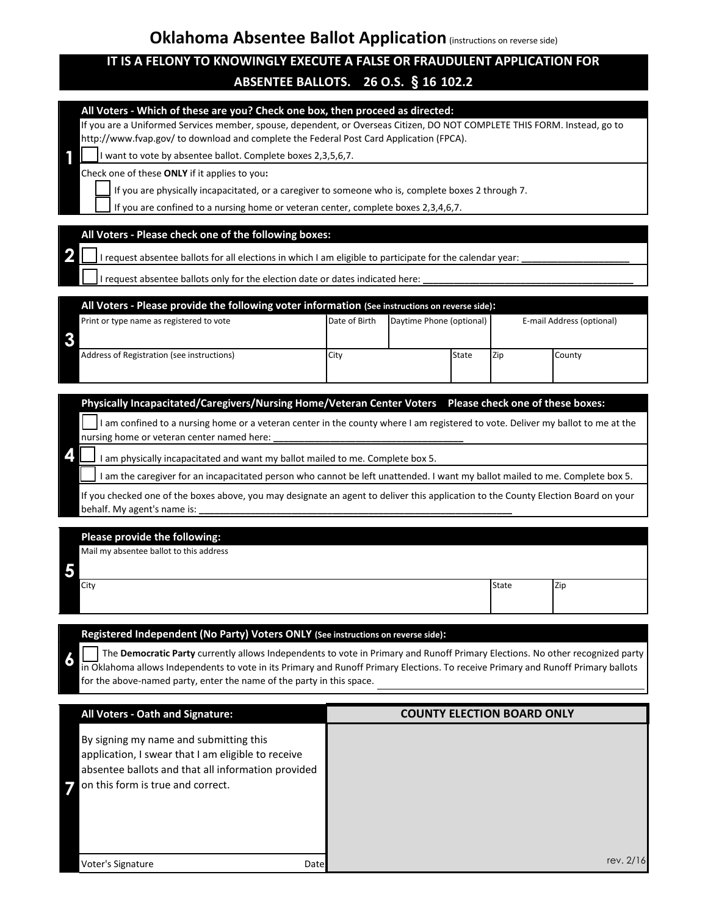# Oklahoma Absentee Ballot Application (instructions on reverse side)

**IT IS A FELONY TO KNOWINGLY EXECUTE A FALSE OR FRAUDULENT APPLICATION FOR ABSENTEE BALLOTS. 26 O.S. § 16 102.2**

## 1

**All Voters - Which of these are you? Check one box, then proceed as directed:**

If you are a Uniformed Services member, spouse, dependent, or Overseas Citizen, DO NOT COMPLETE THIS FORM. Instead, go to http://www.fvap.gov/ to download and complete the Federal Post Card Application (FPCA).

☐ I want to vote by absentee ballot. Complete boxes 2,3,5,6,7.

Check one of these **ONLY** if it applies to you**:**

- ☐ If you are physically incapacitated, or a caregiver to someone who is, complete boxes 2 through 7.
- ☐ If you are confined to a nursing home or veteran center, complete boxes 2,3,4,6,7.

## 2

**All Voters - Please check one of the following boxes:**

☐ I request absentee ballots for all elections in which I am eligible to participate for the calendar year: ____________________

☐ I request absentee ballots only for the election date or dates indicated here: ________________________________________

## 3

**All Voters - Please provide the following voter information (See instructions on reverse side):**

| Print or type name as registered to vote | Date of Birth | Daytime Phone (optional) | | E-mail Address (optional) | |
|---|---|---|---|---|---|
| | | | | | |
| **Address of Registration (see instructions)** | **City** | | **State** | **Zip** | **County** |
| | | | | | |

## 4

**Physically Incapacitated/Caregivers/Nursing Home/Veteran Center Voters Please check one of these boxes:**

☐ I am confined to a nursing home or a veteran center in the county where I am registered to vote. Deliver my ballot to me at the nursing home or veteran center named here: ____________________________________

☐ I am physically incapacitated and want my ballot mailed to me. Complete box 5.

☐ I am the caregiver for an incapacitated person who cannot be left unattended. I want my ballot mailed to me. Complete box 5.

If you checked one of the boxes above, you may designate an agent to deliver this application to the County Election Board on your behalf. My agent's name is: ______________________________________________________________

## 5

**Please provide the following:**

| Mail my absentee ballot to this address | | |
|---|---|---|
| | | |
| **City** | **State** | **Zip** |
| | | |

## 6

**Registered Independent (No Party) Voters ONLY (See instructions on reverse side):**

☐ The **Democratic Party** currently allows Independents to vote in Primary and Runoff Primary Elections. No other recognized party in Oklahoma allows Independents to vote in its Primary and Runoff Primary Elections. To receive Primary and Runoff Primary ballots for the above-named party, enter the name of the party in this space. ______________________________

## 7

**All Voters - Oath and Signature:**

By signing my name and submitting this application, I swear that I am eligible to receive absentee ballots and that all information provided on this form is true and correct.

Voter's Signature ____________________ Date __________

**COUNTY ELECTION BOARD ONLY**

rev. 2/16